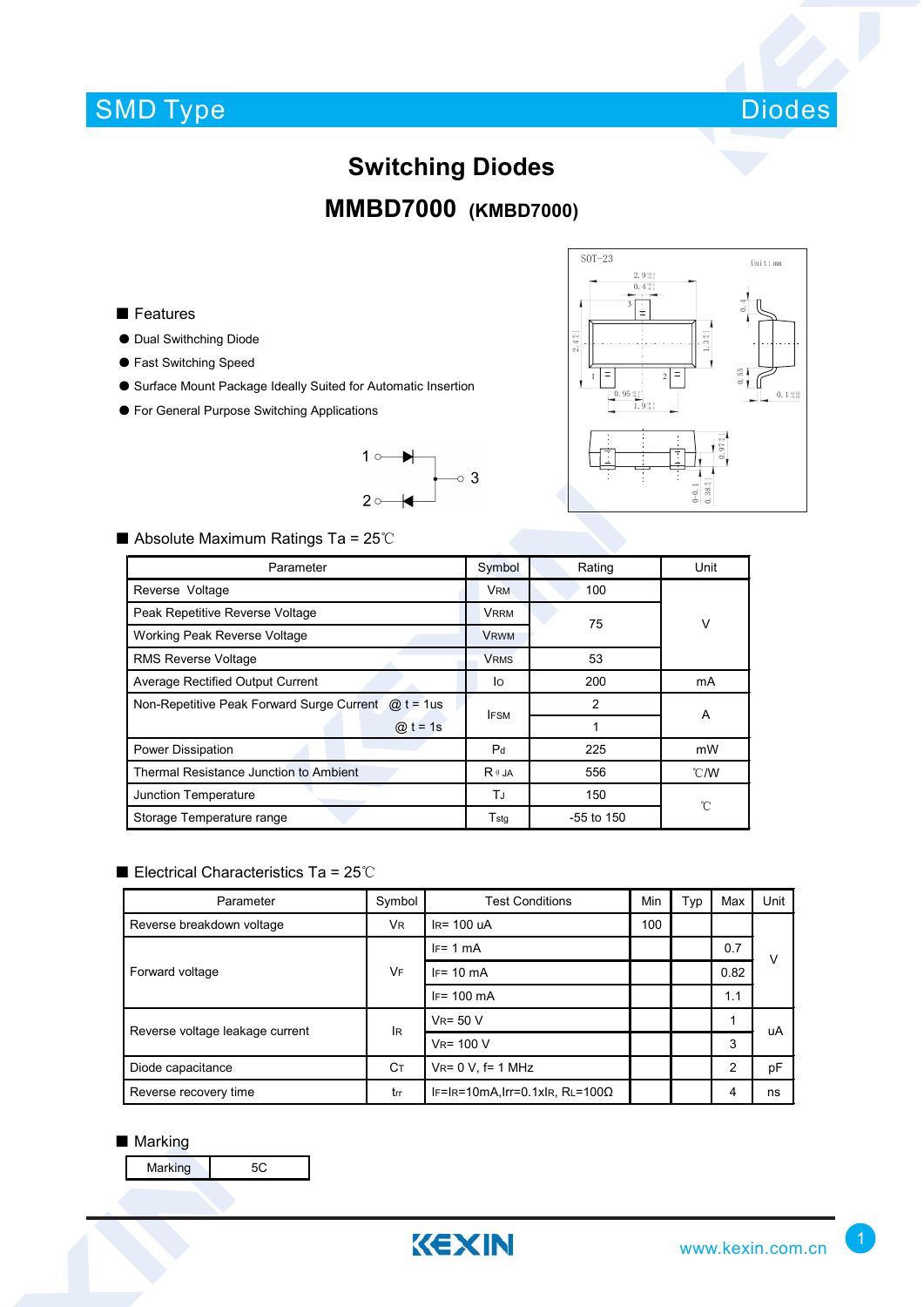SMD Type　　　　　　　　　　　　　　　　　　　　　　　　　　　　　　　　Diodes

# Switching Diodes

## MMBD7000 (KMBD7000)

■ Features

- Dual Swithching Diode
- Fast Switching Speed
- Surface Mount Package Ideally Suited for Automatic Insertion
- For General Purpose Switching Applications

■ Absolute Maximum Ratings Ta = 25℃

| Parameter | | Symbol | Rating | Unit |
|---|---|---|---|---|
| Reverse Voltage | | $V_{RM}$ | 100 | V |
| Peak Repetitive Reverse Voltage | | $V_{RRM}$ | 75 | V |
| Working Peak Reverse Voltage | | $V_{RWM}$ | 75 | V |
| RMS Reverse Voltage | | $V_{RMS}$ | 53 | V |
| Average Rectified Output Current | | $I_O$ | 200 | mA |
| Non-Repetitive Peak Forward Surge Current | @ t = 1us | $I_{FSM}$ | 2 | A |
| | @ t = 1s | $I_{FSM}$ | 1 | A |
| Power Dissipation | | $P_d$ | 225 | mW |
| Thermal Resistance Junction to Ambient | | $R_{\theta JA}$ | 556 | ℃/W |
| Junction Temperature | | $T_J$ | 150 | ℃ |
| Storage Temperature range | | $T_{stg}$ | -55 to 150 | ℃ |

■ Electrical Characteristics Ta = 25℃

| Parameter | Symbol | Test Conditions | Min | Typ | Max | Unit |
|---|---|---|---|---|---|---|
| Reverse breakdown voltage | $V_R$ | $I_R$= 100 uA | 100 | | | V |
| Forward voltage | $V_F$ | $I_F$= 1 mA | | | 0.7 | V |
| | | $I_F$= 10 mA | | | 0.82 | V |
| | | $I_F$= 100 mA | | | 1.1 | V |
| Reverse voltage leakage current | $I_R$ | $V_R$= 50 V | | | 1 | uA |
| | | $V_R$= 100 V | | | 3 | uA |
| Diode capacitance | $C_T$ | $V_R$= 0 V, f= 1 MHz | | | 2 | pF |
| Reverse recovery time | $t_{rr}$ | $I_F$=$I_R$=10mA,Irr=0.1x$I_R$, $R_L$=100Ω | | | 4 | ns |

■ Marking

| Marking | 5C |
|---|---|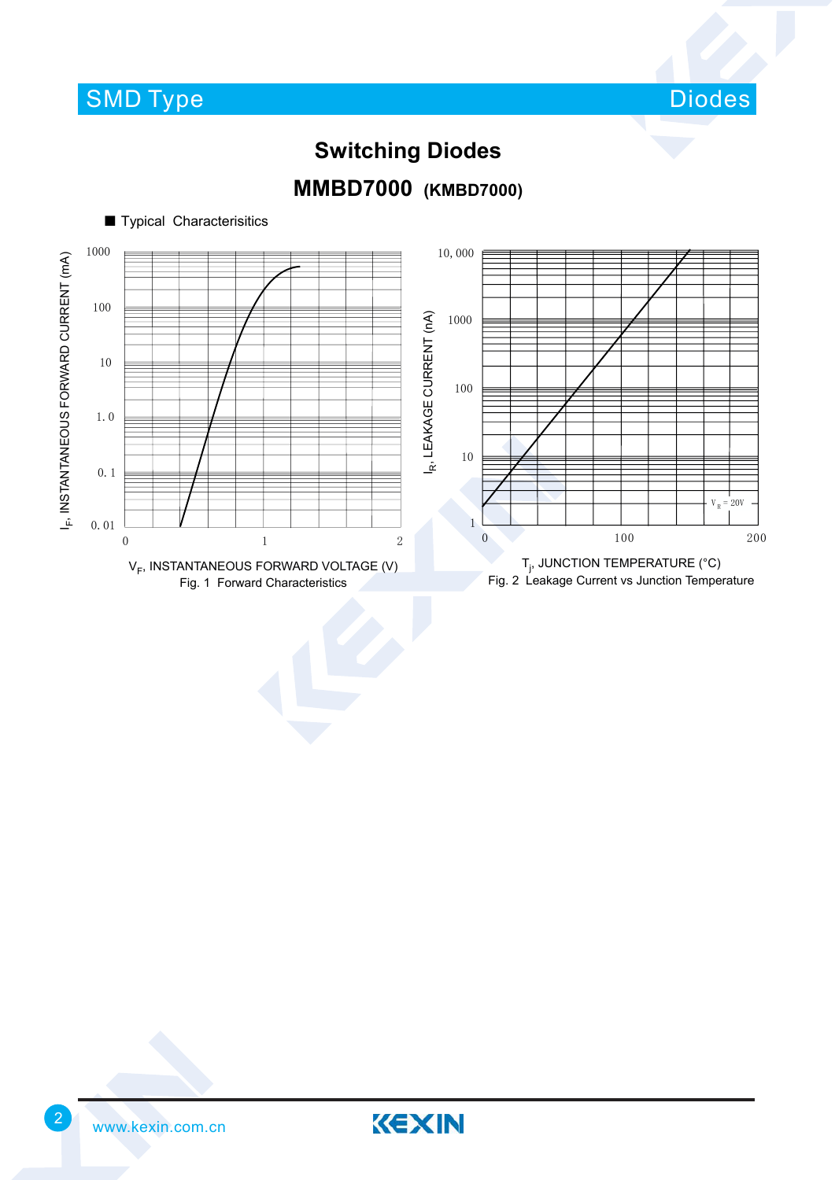# Switching Diodes

## MMBD7000 (KMBD7000)

■ Typical Characterisitics

1000
100
10
1.0
0.1
0.01
0
1
2

$I_F$, INSTANTANEOUS FORWARD CURRENT (mA)

$V_F$, INSTANTANEOUS FORWARD VOLTAGE (V)

Fig. 1 Forward Characteristics

10, 000
1000
100
10
1
0
100
200

$V_R$ = 20V

$I_R$, LEAKAGE CURRENT (nA)

$T_j$, JUNCTION TEMPERATURE (°C)

Fig. 2 Leakage Current vs Junction Temperature